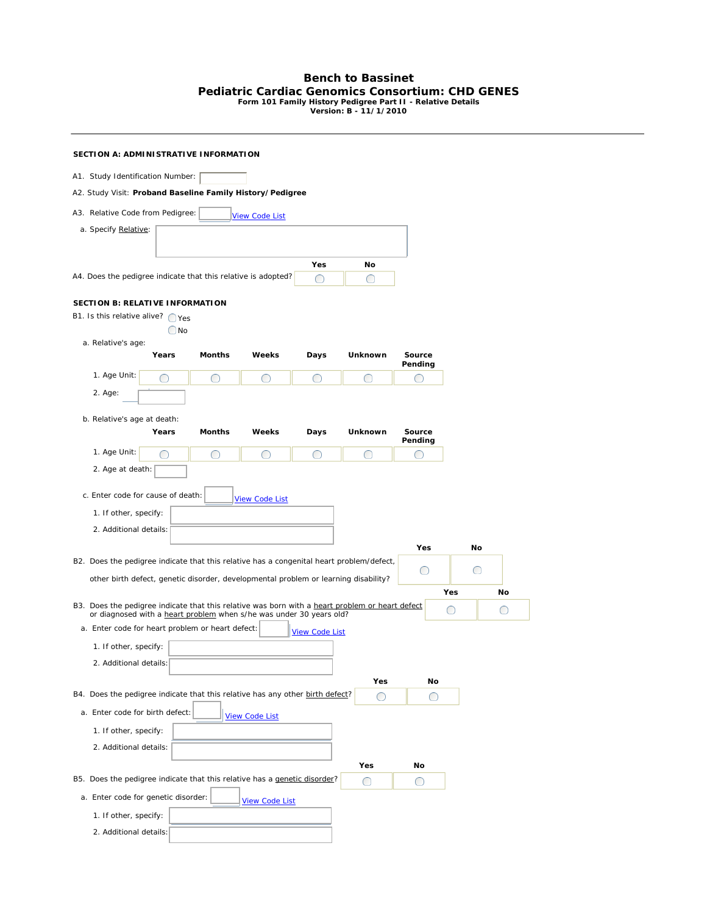# Bench to Bassinet
## Pediatric Cardiac Genomics Consortium: CHD GENES
**Form 101 Family History Pedigree Part II - Relative Details**
**Version: B - 11/1/2010**

---

### SECTION A: ADMINISTRATIVE INFORMATION

A1. Study Identification Number: ________

A2. Study Visit: **Proband Baseline Family History/Pedigree**

A3. Relative Code from Pedigree: ____ View Code List

a. Specify Relative: ________

| | Yes | No |
|---|---|---|
| A4. Does the pedigree indicate that this relative is adopted? | ○ | ○ |

### SECTION B: RELATIVE INFORMATION

B1. Is this relative alive? ○ Yes ○ No

a. Relative's age:

| | Years | Months | Weeks | Days | Unknown | Source Pending |
|---|---|---|---|---|---|---|
| 1. Age Unit: | ○ | ○ | ○ | ○ | ○ | ○ |

2. Age: ________

b. Relative's age at death:

| | Years | Months | Weeks | Days | Unknown | Source Pending |
|---|---|---|---|---|---|---|
| 1. Age Unit: | ○ | ○ | ○ | ○ | ○ | ○ |

2. Age at death: ________

c. Enter code for cause of death: ____ View Code List

1. If other, specify: ________

2. Additional details: ________

| | Yes | No |
|---|---|---|
| B2. Does the pedigree indicate that this relative has a congenital heart problem/defect, other birth defect, genetic disorder, developmental problem or learning disability? | ○ | ○ |
| B3. Does the pedigree indicate that this relative was born with a heart problem or heart defect or diagnosed with a heart problem when s/he was under 30 years old? | ○ | ○ |

a. Enter code for heart problem or heart defect: ____ View Code List

1. If other, specify: ________

2. Additional details: ________

| | Yes | No |
|---|---|---|
| B4. Does the pedigree indicate that this relative has any other birth defect? | ○ | ○ |

a. Enter code for birth defect: ____ View Code List

1. If other, specify: ________

2. Additional details: ________

| | Yes | No |
|---|---|---|
| B5. Does the pedigree indicate that this relative has a genetic disorder? | ○ | ○ |

a. Enter code for genetic disorder: ____ View Code List

1. If other, specify: ________

2. Additional details: ________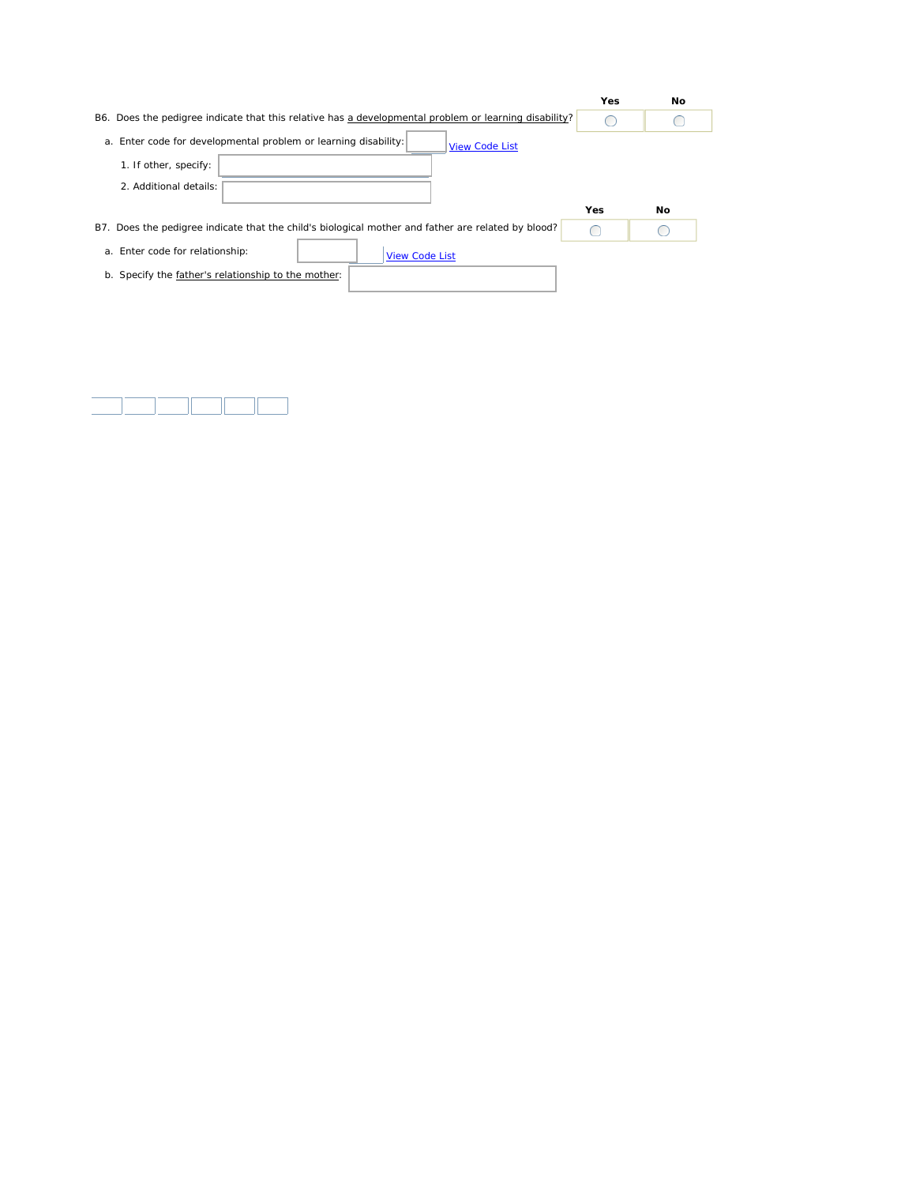| | Yes | No |
|---|---|---|
| B6. Does the pedigree indicate that this relative has a developmental problem or learning disability? | | |

a. Enter code for developmental problem or learning disability: View Code List

1. If other, specify:

2. Additional details:

| | Yes | No |
|---|---|---|
| B7. Does the pedigree indicate that the child's biological mother and father are related by blood? | | |

a. Enter code for relationship: View Code List

b. Specify the father's relationship to the mother: